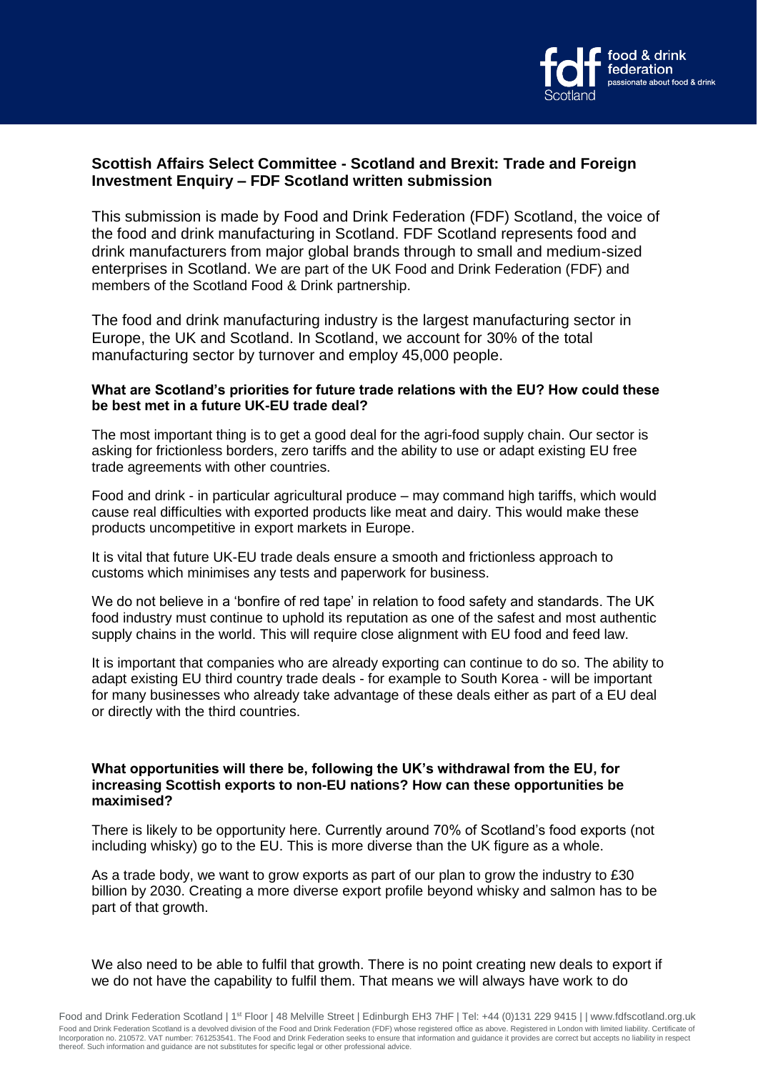## Scottish Affairs Select Committee - Scotland and Brexit: Trade and Foreign Investment Enquiry – FDF Scotland written submission

This submission is made by Food and Drink Federation (FDF) Scotland, the voice of the food and drink manufacturing in Scotland. FDF Scotland represents food and drink manufacturers from major global brands through to small and medium-sized enterprises in Scotland. We are part of the UK Food and Drink Federation (FDF) and members of the Scotland Food & Drink partnership.

The food and drink manufacturing industry is the largest manufacturing sector in Europe, the UK and Scotland. In Scotland, we account for 30% of the total manufacturing sector by turnover and employ 45,000 people.

**What are Scotland's priorities for future trade relations with the EU? How could these be best met in a future UK-EU trade deal?**

The most important thing is to get a good deal for the agri-food supply chain. Our sector is asking for frictionless borders, zero tariffs and the ability to use or adapt existing EU free trade agreements with other countries.

Food and drink - in particular agricultural produce – may command high tariffs, which would cause real difficulties with exported products like meat and dairy. This would make these products uncompetitive in export markets in Europe.

It is vital that future UK-EU trade deals ensure a smooth and frictionless approach to customs which minimises any tests and paperwork for business.

We do not believe in a 'bonfire of red tape' in relation to food safety and standards. The UK food industry must continue to uphold its reputation as one of the safest and most authentic supply chains in the world. This will require close alignment with EU food and feed law.

It is important that companies who are already exporting can continue to do so. The ability to adapt existing EU third country trade deals - for example to South Korea - will be important for many businesses who already take advantage of these deals either as part of a EU deal or directly with the third countries.

**What opportunities will there be, following the UK's withdrawal from the EU, for increasing Scottish exports to non-EU nations? How can these opportunities be maximised?**

There is likely to be opportunity here. Currently around 70% of Scotland's food exports (not including whisky) go to the EU. This is more diverse than the UK figure as a whole.

As a trade body, we want to grow exports as part of our plan to grow the industry to £30 billion by 2030. Creating a more diverse export profile beyond whisky and salmon has to be part of that growth.

We also need to be able to fulfil that growth. There is no point creating new deals to export if we do not have the capability to fulfil them. That means we will always have work to do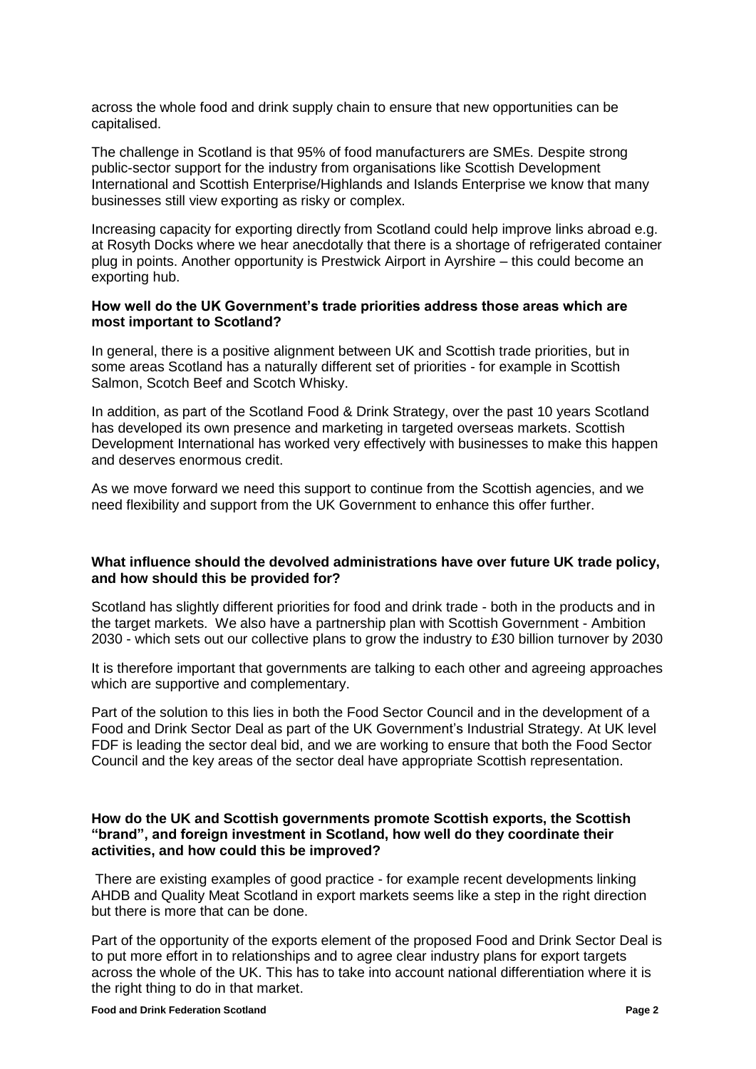across the whole food and drink supply chain to ensure that new opportunities can be capitalised.

The challenge in Scotland is that 95% of food manufacturers are SMEs. Despite strong public-sector support for the industry from organisations like Scottish Development International and Scottish Enterprise/Highlands and Islands Enterprise we know that many businesses still view exporting as risky or complex.

Increasing capacity for exporting directly from Scotland could help improve links abroad e.g. at Rosyth Docks where we hear anecdotally that there is a shortage of refrigerated container plug in points. Another opportunity is Prestwick Airport in Ayrshire – this could become an exporting hub.

**How well do the UK Government's trade priorities address those areas which are most important to Scotland?**

In general, there is a positive alignment between UK and Scottish trade priorities, but in some areas Scotland has a naturally different set of priorities - for example in Scottish Salmon, Scotch Beef and Scotch Whisky.

In addition, as part of the Scotland Food & Drink Strategy, over the past 10 years Scotland has developed its own presence and marketing in targeted overseas markets. Scottish Development International has worked very effectively with businesses to make this happen and deserves enormous credit.

As we move forward we need this support to continue from the Scottish agencies, and we need flexibility and support from the UK Government to enhance this offer further.

**What influence should the devolved administrations have over future UK trade policy, and how should this be provided for?**

Scotland has slightly different priorities for food and drink trade - both in the products and in the target markets. We also have a partnership plan with Scottish Government - Ambition 2030 - which sets out our collective plans to grow the industry to £30 billion turnover by 2030

It is therefore important that governments are talking to each other and agreeing approaches which are supportive and complementary.

Part of the solution to this lies in both the Food Sector Council and in the development of a Food and Drink Sector Deal as part of the UK Government's Industrial Strategy. At UK level FDF is leading the sector deal bid, and we are working to ensure that both the Food Sector Council and the key areas of the sector deal have appropriate Scottish representation.

**How do the UK and Scottish governments promote Scottish exports, the Scottish "brand", and foreign investment in Scotland, how well do they coordinate their activities, and how could this be improved?**

There are existing examples of good practice - for example recent developments linking AHDB and Quality Meat Scotland in export markets seems like a step in the right direction but there is more that can be done.

Part of the opportunity of the exports element of the proposed Food and Drink Sector Deal is to put more effort in to relationships and to agree clear industry plans for export targets across the whole of the UK. This has to take into account national differentiation where it is the right thing to do in that market.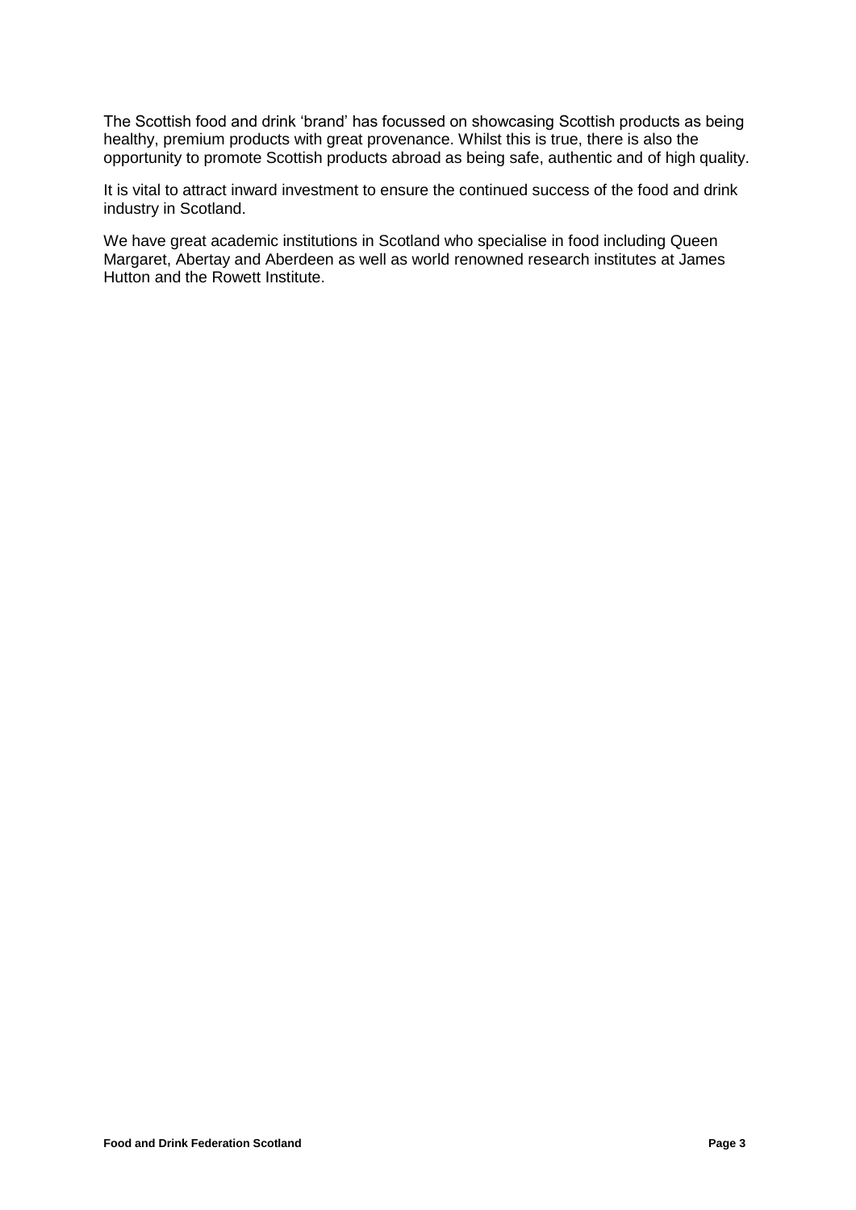The Scottish food and drink 'brand' has focussed on showcasing Scottish products as being healthy, premium products with great provenance. Whilst this is true, there is also the opportunity to promote Scottish products abroad as being safe, authentic and of high quality.

It is vital to attract inward investment to ensure the continued success of the food and drink industry in Scotland.

We have great academic institutions in Scotland who specialise in food including Queen Margaret, Abertay and Aberdeen as well as world renowned research institutes at James Hutton and the Rowett Institute.